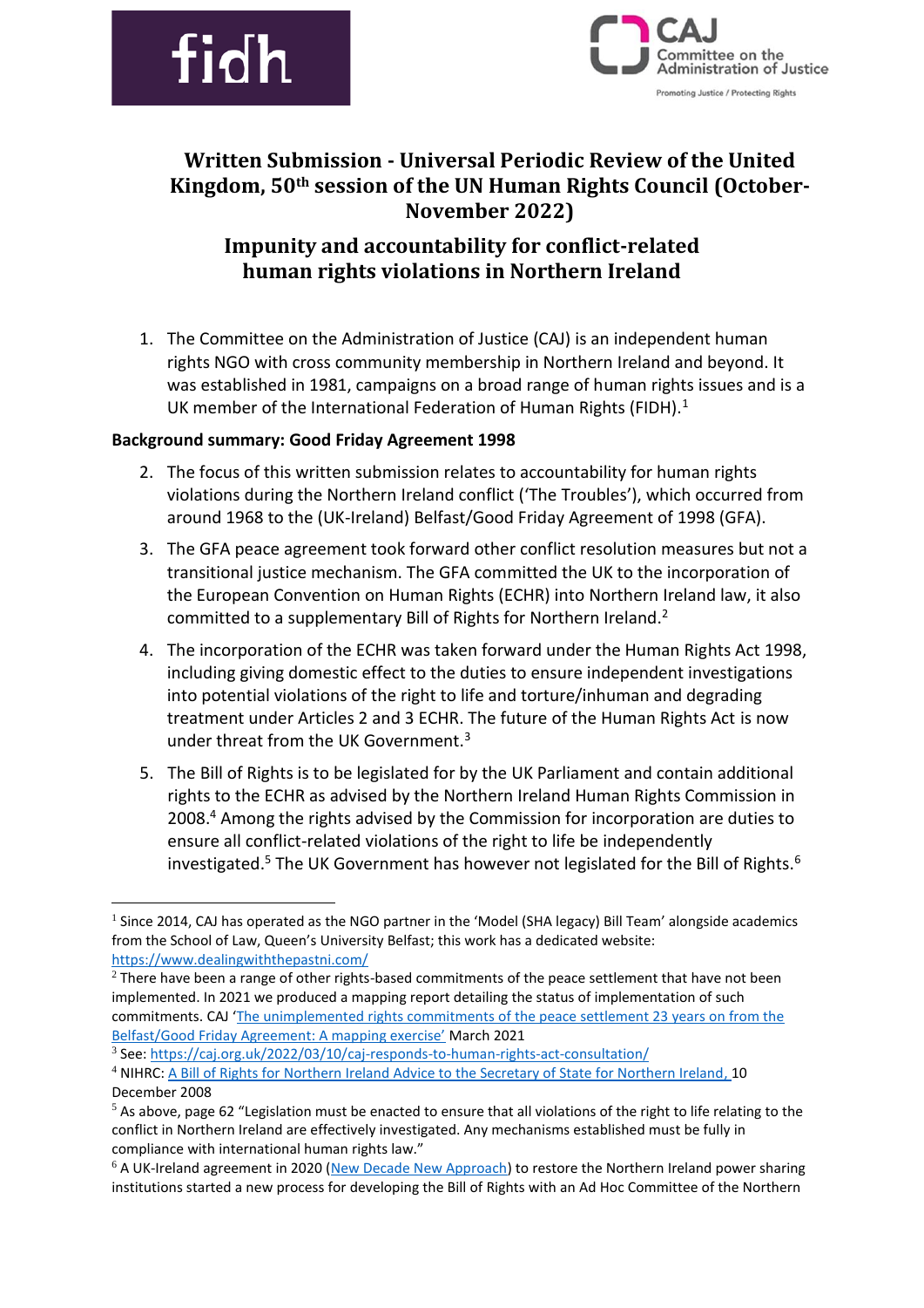# Written Submission - Universal Periodic Review of the United Kingdom, 50th session of the UN Human Rights Council (October-November 2022)

## Impunity and accountability for conflict-related human rights violations in Northern Ireland

1. The Committee on the Administration of Justice (CAJ) is an independent human rights NGO with cross community membership in Northern Ireland and beyond. It was established in 1981, campaigns on a broad range of human rights issues and is a UK member of the International Federation of Human Rights (FIDH).[1]

**Background summary: Good Friday Agreement 1998**

2. The focus of this written submission relates to accountability for human rights violations during the Northern Ireland conflict ('The Troubles'), which occurred from around 1968 to the (UK-Ireland) Belfast/Good Friday Agreement of 1998 (GFA).
3. The GFA peace agreement took forward other conflict resolution measures but not a transitional justice mechanism. The GFA committed the UK to the incorporation of the European Convention on Human Rights (ECHR) into Northern Ireland law, it also committed to a supplementary Bill of Rights for Northern Ireland.[2]
4. The incorporation of the ECHR was taken forward under the Human Rights Act 1998, including giving domestic effect to the duties to ensure independent investigations into potential violations of the right to life and torture/inhuman and degrading treatment under Articles 2 and 3 ECHR. The future of the Human Rights Act is now under threat from the UK Government.[3]
5. The Bill of Rights is to be legislated for by the UK Parliament and contain additional rights to the ECHR as advised by the Northern Ireland Human Rights Commission in 2008.[4] Among the rights advised by the Commission for incorporation are duties to ensure all conflict-related violations of the right to life be independently investigated.[5] The UK Government has however not legislated for the Bill of Rights.[6]

---

[1] Since 2014, CAJ has operated as the NGO partner in the 'Model (SHA legacy) Bill Team' alongside academics from the School of Law, Queen's University Belfast; this work has a dedicated website: https://www.dealingwiththepastni.com/

[2] There have been a range of other rights-based commitments of the peace settlement that have not been implemented. In 2021 we produced a mapping report detailing the status of implementation of such commitments. CAJ 'The unimplemented rights commitments of the peace settlement 23 years on from the Belfast/Good Friday Agreement: A mapping exercise' March 2021

[3] See: https://caj.org.uk/2022/03/10/caj-responds-to-human-rights-act-consultation/

[4] NIHRC: A Bill of Rights for Northern Ireland Advice to the Secretary of State for Northern Ireland, 10 December 2008

[5] As above, page 62 "Legislation must be enacted to ensure that all violations of the right to life relating to the conflict in Northern Ireland are effectively investigated. Any mechanisms established must be fully in compliance with international human rights law."

[6] A UK-Ireland agreement in 2020 (New Decade New Approach) to restore the Northern Ireland power sharing institutions started a new process for developing the Bill of Rights with an Ad Hoc Committee of the Northern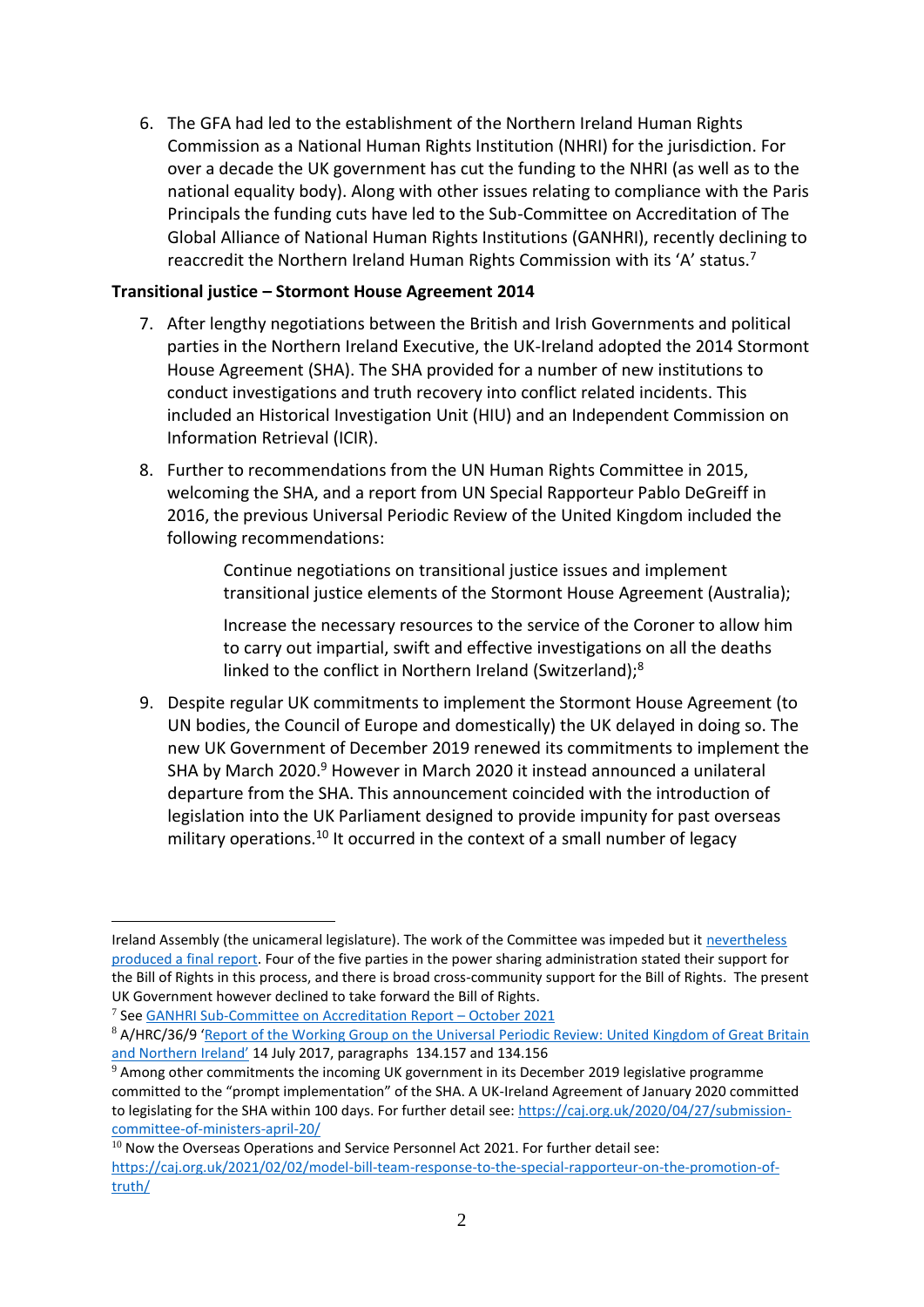6. The GFA had led to the establishment of the Northern Ireland Human Rights Commission as a National Human Rights Institution (NHRI) for the jurisdiction. For over a decade the UK government has cut the funding to the NHRI (as well as to the national equality body). Along with other issues relating to compliance with the Paris Principals the funding cuts have led to the Sub-Committee on Accreditation of The Global Alliance of National Human Rights Institutions (GANHRI), recently declining to reaccredit the Northern Ireland Human Rights Commission with its 'A' status.[7]

**Transitional justice – Stormont House Agreement 2014**

7. After lengthy negotiations between the British and Irish Governments and political parties in the Northern Ireland Executive, the UK-Ireland adopted the 2014 Stormont House Agreement (SHA). The SHA provided for a number of new institutions to conduct investigations and truth recovery into conflict related incidents. This included an Historical Investigation Unit (HIU) and an Independent Commission on Information Retrieval (ICIR).

8. Further to recommendations from the UN Human Rights Committee in 2015, welcoming the SHA, and a report from UN Special Rapporteur Pablo DeGreiff in 2016, the previous Universal Periodic Review of the United Kingdom included the following recommendations:

   > Continue negotiations on transitional justice issues and implement transitional justice elements of the Stormont House Agreement (Australia);
   >
   > Increase the necessary resources to the service of the Coroner to allow him to carry out impartial, swift and effective investigations on all the deaths linked to the conflict in Northern Ireland (Switzerland);[8]

9. Despite regular UK commitments to implement the Stormont House Agreement (to UN bodies, the Council of Europe and domestically) the UK delayed in doing so. The new UK Government of December 2019 renewed its commitments to implement the SHA by March 2020.[9] However in March 2020 it instead announced a unilateral departure from the SHA. This announcement coincided with the introduction of legislation into the UK Parliament designed to provide impunity for past overseas military operations.[10] It occurred in the context of a small number of legacy

---

Ireland Assembly (the unicameral legislature). The work of the Committee was impeded but it nevertheless produced a final report. Four of the five parties in the power sharing administration stated their support for the Bill of Rights in this process, and there is broad cross-community support for the Bill of Rights. The present UK Government however declined to take forward the Bill of Rights.

[7] See GANHRI Sub-Committee on Accreditation Report – October 2021

[8] A/HRC/36/9 'Report of the Working Group on the Universal Periodic Review: United Kingdom of Great Britain and Northern Ireland' 14 July 2017, paragraphs 134.157 and 134.156

[9] Among other commitments the incoming UK government in its December 2019 legislative programme committed to the "prompt implementation" of the SHA. A UK-Ireland Agreement of January 2020 committed to legislating for the SHA within 100 days. For further detail see: https://caj.org.uk/2020/04/27/submission-committee-of-ministers-april-20/

[10] Now the Overseas Operations and Service Personnel Act 2021. For further detail see: https://caj.org.uk/2021/02/02/model-bill-team-response-to-the-special-rapporteur-on-the-promotion-of-truth/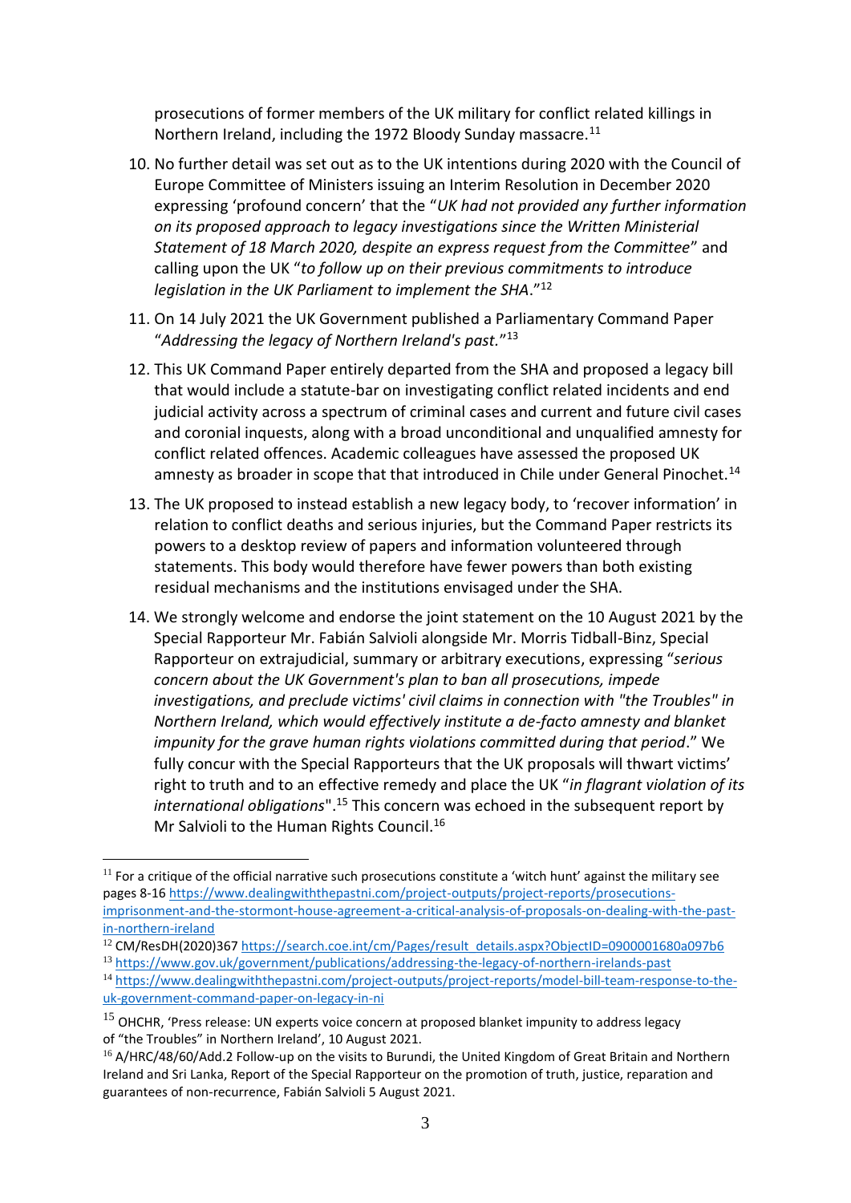prosecutions of former members of the UK military for conflict related killings in Northern Ireland, including the 1972 Bloody Sunday massacre.[11]

10. No further detail was set out as to the UK intentions during 2020 with the Council of Europe Committee of Ministers issuing an Interim Resolution in December 2020 expressing 'profound concern' that the "*UK had not provided any further information on its proposed approach to legacy investigations since the Written Ministerial Statement of 18 March 2020, despite an express request from the Committee*" and calling upon the UK "*to follow up on their previous commitments to introduce legislation in the UK Parliament to implement the SHA*."[12]

11. On 14 July 2021 the UK Government published a Parliamentary Command Paper "*Addressing the legacy of Northern Ireland's past.*"[13]

12. This UK Command Paper entirely departed from the SHA and proposed a legacy bill that would include a statute-bar on investigating conflict related incidents and end judicial activity across a spectrum of criminal cases and current and future civil cases and coronial inquests, along with a broad unconditional and unqualified amnesty for conflict related offences. Academic colleagues have assessed the proposed UK amnesty as broader in scope that that introduced in Chile under General Pinochet.[14]

13. The UK proposed to instead establish a new legacy body, to 'recover information' in relation to conflict deaths and serious injuries, but the Command Paper restricts its powers to a desktop review of papers and information volunteered through statements. This body would therefore have fewer powers than both existing residual mechanisms and the institutions envisaged under the SHA.

14. We strongly welcome and endorse the joint statement on the 10 August 2021 by the Special Rapporteur Mr. Fabián Salvioli alongside Mr. Morris Tidball-Binz, Special Rapporteur on extrajudicial, summary or arbitrary executions, expressing "*serious concern about the UK Government's plan to ban all prosecutions, impede investigations, and preclude victims' civil claims in connection with "the Troubles" in Northern Ireland, which would effectively institute a de-facto amnesty and blanket impunity for the grave human rights violations committed during that period*." We fully concur with the Special Rapporteurs that the UK proposals will thwart victims' right to truth and to an effective remedy and place the UK "*in flagrant violation of its international obligations*".[15] This concern was echoed in the subsequent report by Mr Salvioli to the Human Rights Council.[16]

---

[11] For a critique of the official narrative such prosecutions constitute a 'witch hunt' against the military see pages 8-16 https://www.dealingwiththepastni.com/project-outputs/project-reports/prosecutions-imprisonment-and-the-stormont-house-agreement-a-critical-analysis-of-proposals-on-dealing-with-the-past-in-northern-ireland

[12] CM/ResDH(2020)367 https://search.coe.int/cm/Pages/result_details.aspx?ObjectID=0900001680a097b6

[13] https://www.gov.uk/government/publications/addressing-the-legacy-of-northern-irelands-past

[14] https://www.dealingwiththepastni.com/project-outputs/project-reports/model-bill-team-response-to-the-uk-government-command-paper-on-legacy-in-ni

[15] OHCHR, 'Press release: UN experts voice concern at proposed blanket impunity to address legacy of "the Troubles" in Northern Ireland', 10 August 2021.

[16] A/HRC/48/60/Add.2 Follow-up on the visits to Burundi, the United Kingdom of Great Britain and Northern Ireland and Sri Lanka, Report of the Special Rapporteur on the promotion of truth, justice, reparation and guarantees of non-recurrence, Fabián Salvioli 5 August 2021.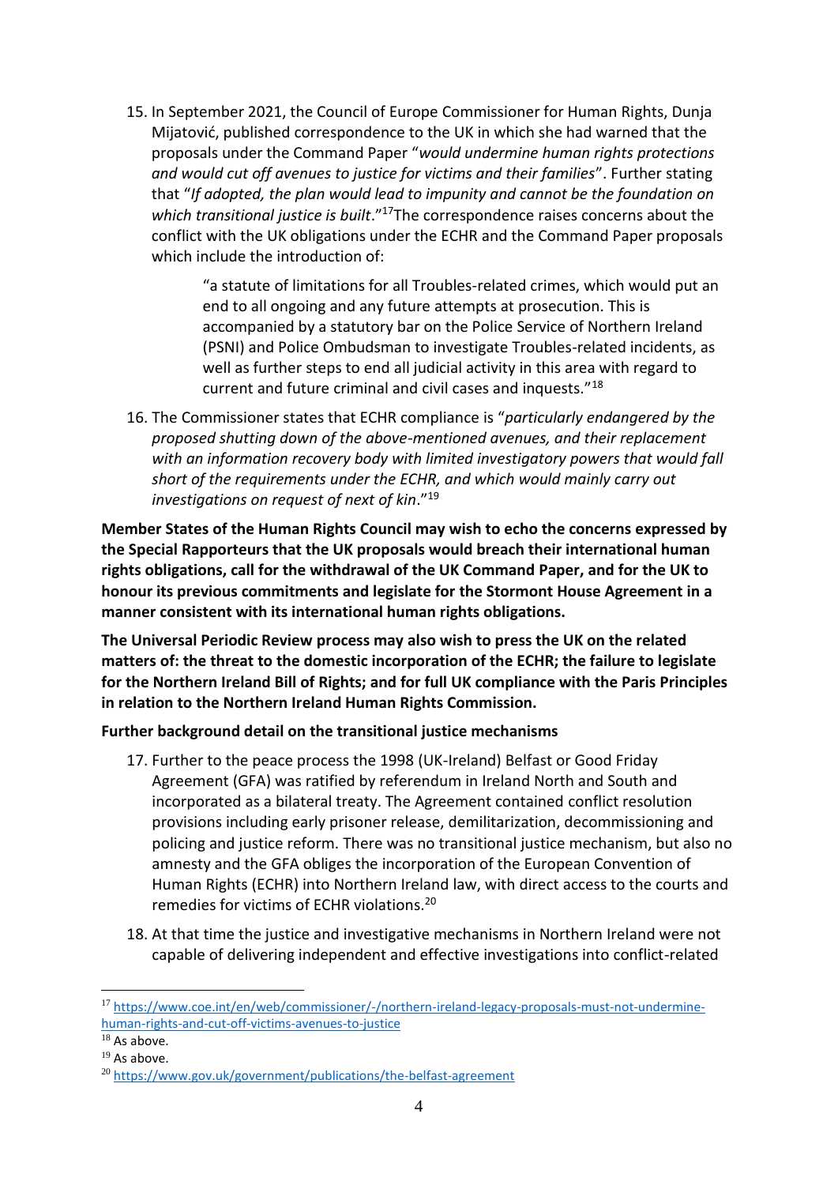15. In September 2021, the Council of Europe Commissioner for Human Rights, Dunja Mijatović, published correspondence to the UK in which she had warned that the proposals under the Command Paper "*would undermine human rights protections and would cut off avenues to justice for victims and their families*". Further stating that "*If adopted, the plan would lead to impunity and cannot be the foundation on which transitional justice is built*."[17] The correspondence raises concerns about the conflict with the UK obligations under the ECHR and the Command Paper proposals which include the introduction of:

> "a statute of limitations for all Troubles-related crimes, which would put an end to all ongoing and any future attempts at prosecution. This is accompanied by a statutory bar on the Police Service of Northern Ireland (PSNI) and Police Ombudsman to investigate Troubles-related incidents, as well as further steps to end all judicial activity in this area with regard to current and future criminal and civil cases and inquests."[18]

16. The Commissioner states that ECHR compliance is "*particularly endangered by the proposed shutting down of the above-mentioned avenues, and their replacement with an information recovery body with limited investigatory powers that would fall short of the requirements under the ECHR, and which would mainly carry out investigations on request of next of kin*."[19]

**Member States of the Human Rights Council may wish to echo the concerns expressed by the Special Rapporteurs that the UK proposals would breach their international human rights obligations, call for the withdrawal of the UK Command Paper, and for the UK to honour its previous commitments and legislate for the Stormont House Agreement in a manner consistent with its international human rights obligations.**

**The Universal Periodic Review process may also wish to press the UK on the related matters of: the threat to the domestic incorporation of the ECHR; the failure to legislate for the Northern Ireland Bill of Rights; and for full UK compliance with the Paris Principles in relation to the Northern Ireland Human Rights Commission.**

**Further background detail on the transitional justice mechanisms**

17. Further to the peace process the 1998 (UK-Ireland) Belfast or Good Friday Agreement (GFA) was ratified by referendum in Ireland North and South and incorporated as a bilateral treaty. The Agreement contained conflict resolution provisions including early prisoner release, demilitarization, decommissioning and policing and justice reform. There was no transitional justice mechanism, but also no amnesty and the GFA obliges the incorporation of the European Convention of Human Rights (ECHR) into Northern Ireland law, with direct access to the courts and remedies for victims of ECHR violations.[20]

18. At that time the justice and investigative mechanisms in Northern Ireland were not capable of delivering independent and effective investigations into conflict-related

---

[17] https://www.coe.int/en/web/commissioner/-/northern-ireland-legacy-proposals-must-not-undermine-human-rights-and-cut-off-victims-avenues-to-justice

[18] As above.

[19] As above.

[20] https://www.gov.uk/government/publications/the-belfast-agreement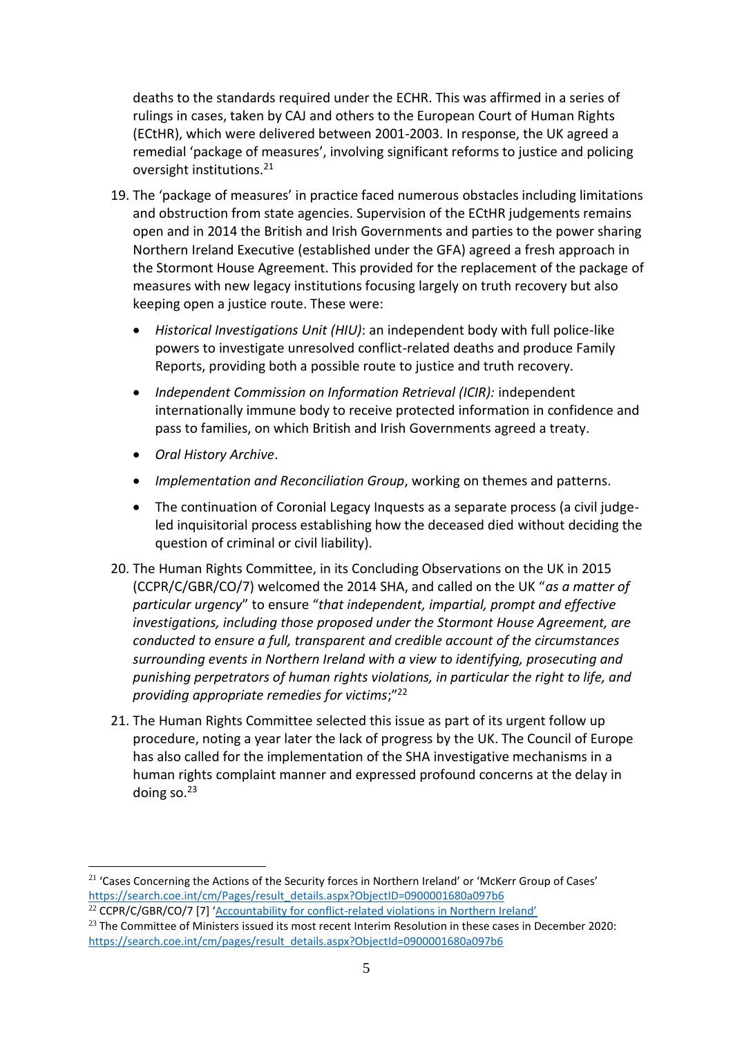deaths to the standards required under the ECHR. This was affirmed in a series of rulings in cases, taken by CAJ and others to the European Court of Human Rights (ECtHR), which were delivered between 2001-2003. In response, the UK agreed a remedial 'package of measures', involving significant reforms to justice and policing oversight institutions.[21]

19. The 'package of measures' in practice faced numerous obstacles including limitations and obstruction from state agencies. Supervision of the ECtHR judgements remains open and in 2014 the British and Irish Governments and parties to the power sharing Northern Ireland Executive (established under the GFA) agreed a fresh approach in the Stormont House Agreement. This provided for the replacement of the package of measures with new legacy institutions focusing largely on truth recovery but also keeping open a justice route. These were:

    - *Historical Investigations Unit (HIU)*: an independent body with full police-like powers to investigate unresolved conflict-related deaths and produce Family Reports, providing both a possible route to justice and truth recovery.
    - *Independent Commission on Information Retrieval (ICIR):* independent internationally immune body to receive protected information in confidence and pass to families, on which British and Irish Governments agreed a treaty.
    - *Oral History Archive*.
    - *Implementation and Reconciliation Group*, working on themes and patterns.
    - The continuation of Coronial Legacy Inquests as a separate process (a civil judge-led inquisitorial process establishing how the deceased died without deciding the question of criminal or civil liability).

20. The Human Rights Committee, in its Concluding Observations on the UK in 2015 (CCPR/C/GBR/CO/7) welcomed the 2014 SHA, and called on the UK "*as a matter of particular urgency*" to ensure "*that independent, impartial, prompt and effective investigations, including those proposed under the Stormont House Agreement, are conducted to ensure a full, transparent and credible account of the circumstances surrounding events in Northern Ireland with a view to identifying, prosecuting and punishing perpetrators of human rights violations, in particular the right to life, and providing appropriate remedies for victims*;"[22]

21. The Human Rights Committee selected this issue as part of its urgent follow up procedure, noting a year later the lack of progress by the UK. The Council of Europe has also called for the implementation of the SHA investigative mechanisms in a human rights complaint manner and expressed profound concerns at the delay in doing so.[23]

---

[21] 'Cases Concerning the Actions of the Security forces in Northern Ireland' or 'McKerr Group of Cases' https://search.coe.int/cm/Pages/result_details.aspx?ObjectID=0900001680a097b6

[22] CCPR/C/GBR/CO/7 [7] 'Accountability for conflict-related violations in Northern Ireland'

[23] The Committee of Ministers issued its most recent Interim Resolution in these cases in December 2020: https://search.coe.int/cm/pages/result_details.aspx?ObjectId=0900001680a097b6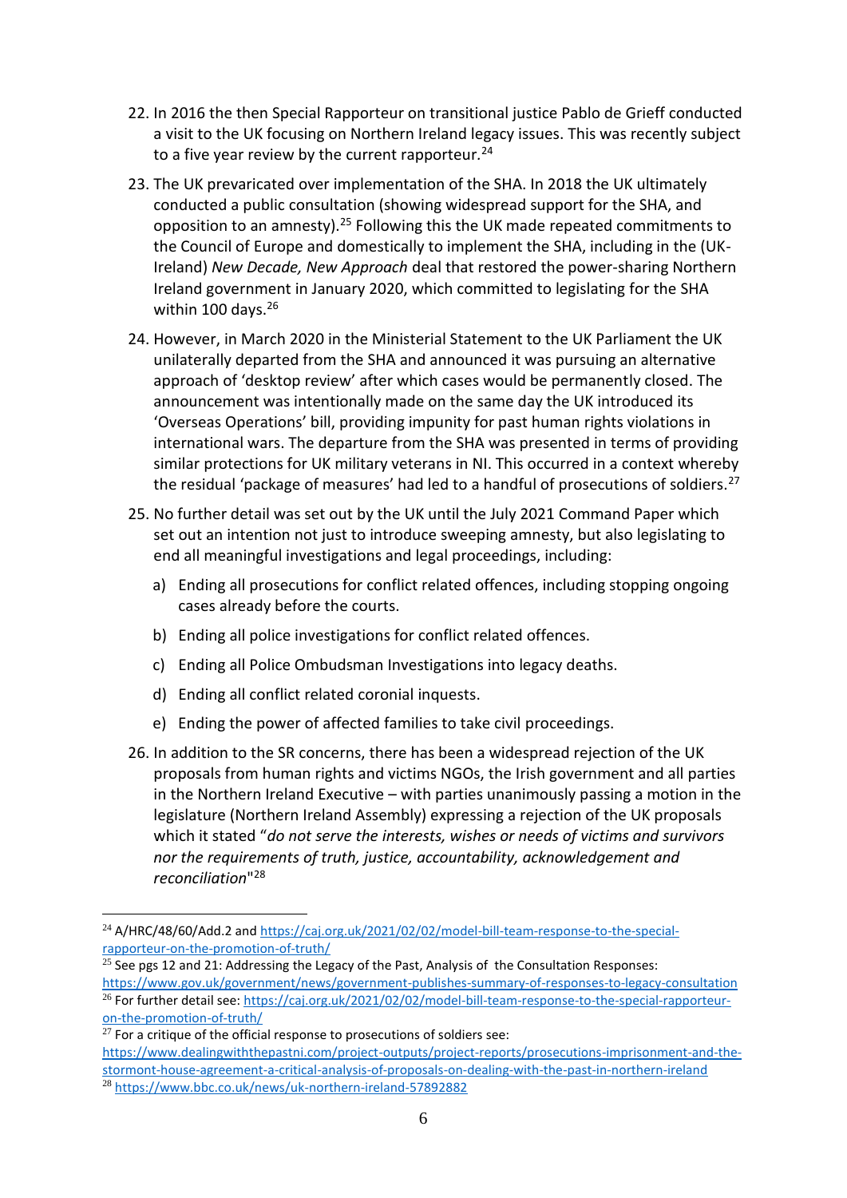22. In 2016 the then Special Rapporteur on transitional justice Pablo de Grieff conducted a visit to the UK focusing on Northern Ireland legacy issues. This was recently subject to a five year review by the current rapporteur.[24]

23. The UK prevaricated over implementation of the SHA. In 2018 the UK ultimately conducted a public consultation (showing widespread support for the SHA, and opposition to an amnesty).[25] Following this the UK made repeated commitments to the Council of Europe and domestically to implement the SHA, including in the (UK-Ireland) *New Decade, New Approach* deal that restored the power-sharing Northern Ireland government in January 2020, which committed to legislating for the SHA within 100 days.[26]

24. However, in March 2020 in the Ministerial Statement to the UK Parliament the UK unilaterally departed from the SHA and announced it was pursuing an alternative approach of 'desktop review' after which cases would be permanently closed. The announcement was intentionally made on the same day the UK introduced its 'Overseas Operations' bill, providing impunity for past human rights violations in international wars. The departure from the SHA was presented in terms of providing similar protections for UK military veterans in NI. This occurred in a context whereby the residual 'package of measures' had led to a handful of prosecutions of soldiers.[27]

25. No further detail was set out by the UK until the July 2021 Command Paper which set out an intention not just to introduce sweeping amnesty, but also legislating to end all meaningful investigations and legal proceedings, including:

    a) Ending all prosecutions for conflict related offences, including stopping ongoing cases already before the courts.

    b) Ending all police investigations for conflict related offences.

    c) Ending all Police Ombudsman Investigations into legacy deaths.

    d) Ending all conflict related coronial inquests.

    e) Ending the power of affected families to take civil proceedings.

26. In addition to the SR concerns, there has been a widespread rejection of the UK proposals from human rights and victims NGOs, the Irish government and all parties in the Northern Ireland Executive – with parties unanimously passing a motion in the legislature (Northern Ireland Assembly) expressing a rejection of the UK proposals which it stated "*do not serve the interests, wishes or needs of victims and survivors nor the requirements of truth, justice, accountability, acknowledgement and reconciliation*"[28]

---

[24] A/HRC/48/60/Add.2 and https://caj.org.uk/2021/02/02/model-bill-team-response-to-the-special-rapporteur-on-the-promotion-of-truth/

[25] See pgs 12 and 21: Addressing the Legacy of the Past, Analysis of the Consultation Responses: https://www.gov.uk/government/news/government-publishes-summary-of-responses-to-legacy-consultation

[26] For further detail see: https://caj.org.uk/2021/02/02/model-bill-team-response-to-the-special-rapporteur-on-the-promotion-of-truth/

[27] For a critique of the official response to prosecutions of soldiers see: https://www.dealingwiththepastni.com/project-outputs/project-reports/prosecutions-imprisonment-and-the-stormont-house-agreement-a-critical-analysis-of-proposals-on-dealing-with-the-past-in-northern-ireland

[28] https://www.bbc.co.uk/news/uk-northern-ireland-57892882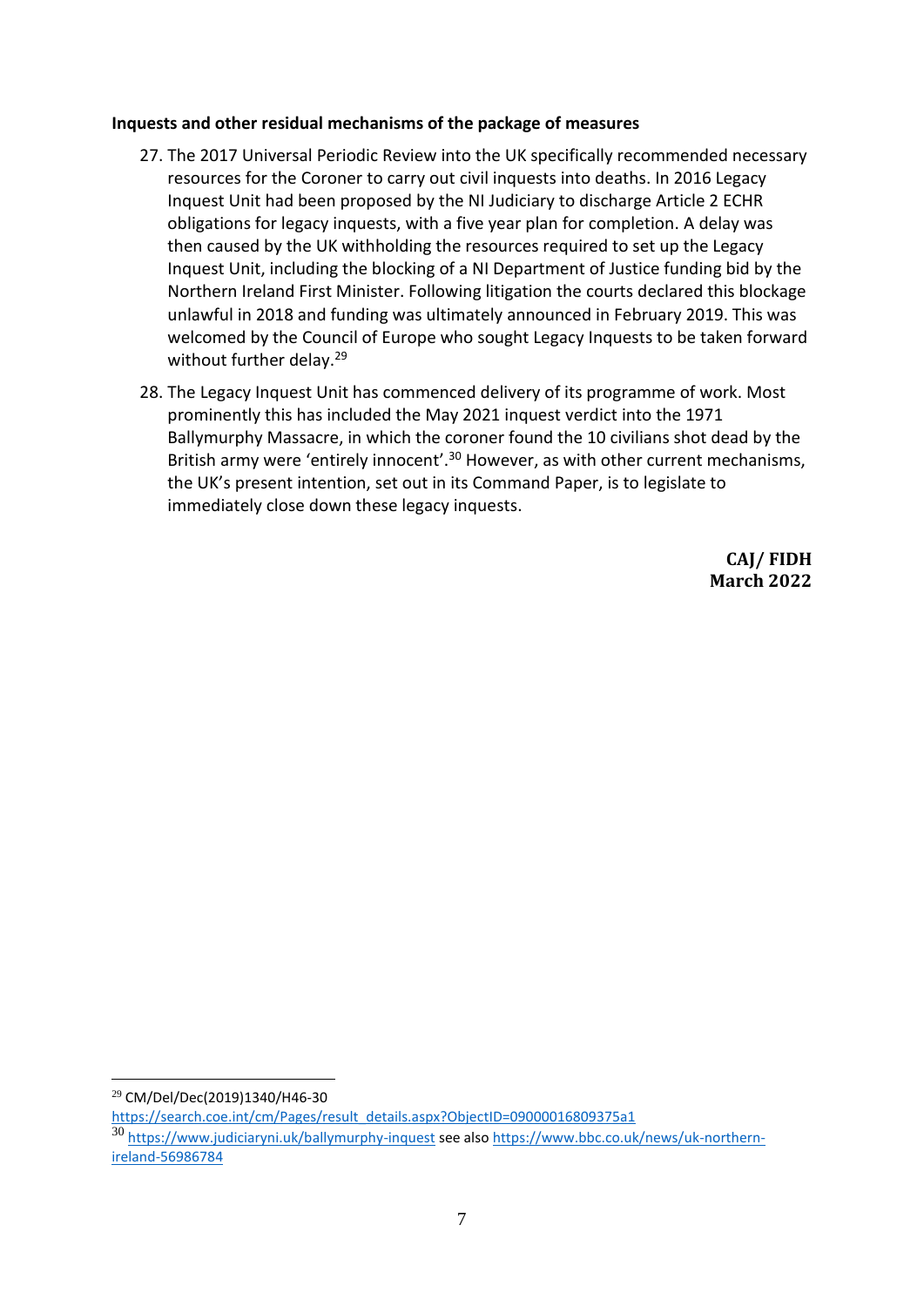**Inquests and other residual mechanisms of the package of measures**

27. The 2017 Universal Periodic Review into the UK specifically recommended necessary resources for the Coroner to carry out civil inquests into deaths. In 2016 Legacy Inquest Unit had been proposed by the NI Judiciary to discharge Article 2 ECHR obligations for legacy inquests, with a five year plan for completion. A delay was then caused by the UK withholding the resources required to set up the Legacy Inquest Unit, including the blocking of a NI Department of Justice funding bid by the Northern Ireland First Minister. Following litigation the courts declared this blockage unlawful in 2018 and funding was ultimately announced in February 2019. This was welcomed by the Council of Europe who sought Legacy Inquests to be taken forward without further delay.[29]

28. The Legacy Inquest Unit has commenced delivery of its programme of work. Most prominently this has included the May 2021 inquest verdict into the 1971 Ballymurphy Massacre, in which the coroner found the 10 civilians shot dead by the British army were 'entirely innocent'.[30] However, as with other current mechanisms, the UK's present intention, set out in its Command Paper, is to legislate to immediately close down these legacy inquests.

**CAJ/ FIDH**
**March 2022**

---

[29] CM/Del/Dec(2019)1340/H46-30 https://search.coe.int/cm/Pages/result_details.aspx?ObjectID=09000016809375a1

[30] https://www.judiciaryni.uk/ballymurphy-inquest see also https://www.bbc.co.uk/news/uk-northern-ireland-56986784